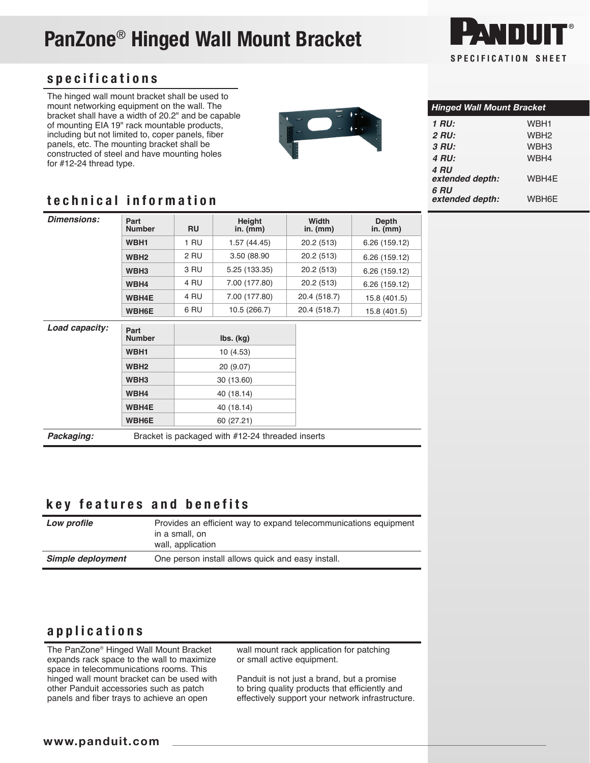# PanZone® Hinged Wall Mount Bracket

SPECIFICATION SHEET

## specifications

The hinged wall mount bracket shall be used to mount networking equipment on the wall. The bracket shall have a width of 20.2" and be capable of mounting EIA 19" rack mountable products, including but not limited to, coper panels, fiber panels, etc. The mounting bracket shall be constructed of steel and have mounting holes for #12-24 thread type.

| *Hinged Wall Mount Bracket* | |
|---|---|
| ***1 RU:*** | WBH1 |
| ***2 RU:*** | WBH2 |
| ***3 RU:*** | WBH3 |
| ***4 RU:*** | WBH4 |
| ***4 RU extended depth:*** | WBH4E |
| ***6 RU extended depth:*** | WBH6E |

## technical information

***Dimensions:***

| Part Number | RU | Height in. (mm) | Width in. (mm) | Depth in. (mm) |
|---|---|---|---|---|
| **WBH1** | 1 RU | 1.57 (44.45) | 20.2 (513) | 6.26 (159.12) |
| **WBH2** | 2 RU | 3.50 (88.90 | 20.2 (513) | 6.26 (159.12) |
| **WBH3** | 3 RU | 5.25 (133.35) | 20.2 (513) | 6.26 (159.12) |
| **WBH4** | 4 RU | 7.00 (177.80) | 20.2 (513) | 6.26 (159.12) |
| **WBH4E** | 4 RU | 7.00 (177.80) | 20.4 (518.7) | 15.8 (401.5) |
| **WBH6E** | 6 RU | 10.5 (266.7) | 20.4 (518.7) | 15.8 (401.5) |

***Load capacity:***

| Part Number | lbs. (kg) |
|---|---|
| **WBH1** | 10 (4.53) |
| **WBH2** | 20 (9.07) |
| **WBH3** | 30 (13.60) |
| **WBH4** | 40 (18.14) |
| **WBH4E** | 40 (18.14) |
| **WBH6E** | 60 (27.21) |

***Packaging:*** Bracket is packaged with #12-24 threaded inserts

## key features and benefits

| | |
|---|---|
| ***Low profile*** | Provides an efficient way to expand telecommunications equipment in a small, on wall, application |
| ***Simple deployment*** | One person install allows quick and easy install. |

## applications

The PanZone® Hinged Wall Mount Bracket expands rack space to the wall to maximize space in telecommunications rooms. This hinged wall mount bracket can be used with other Panduit accessories such as patch panels and fiber trays to achieve an open wall mount rack application for patching or small active equipment.

Panduit is not just a brand, but a promise to bring quality products that efficiently and effectively support your network infrastructure.

**www.panduit.com**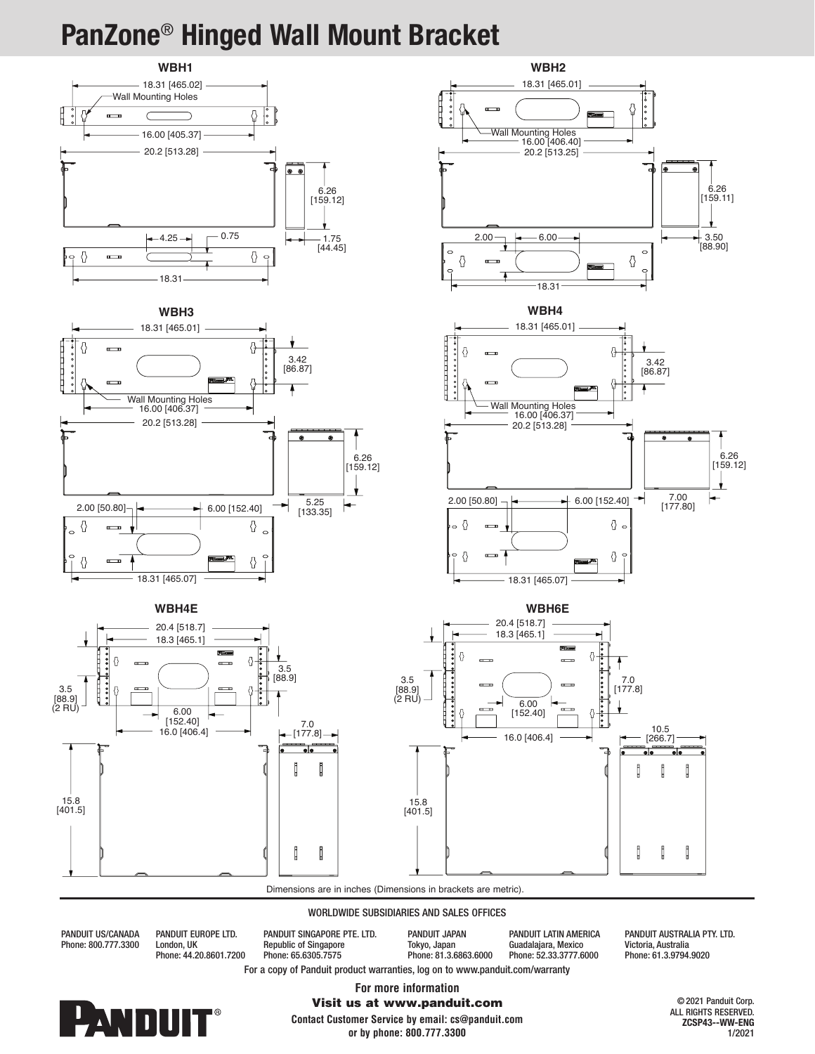# PanZone® Hinged Wall Mount Bracket

## WBH1

18.31 [465.02]
Wall Mounting Holes
16.00 [405.37]
20.2 [513.28]
6.26
[159.12]
4.25
0.75
1.75
[44.45]
18.31

## WBH2

18.31 [465.01]
Wall Mounting Holes
16.00 [406.40]
20.2 [513.25]
6.26
[159.11]
2.00
6.00
3.50
[88.90]
18.31

## WBH3

18.31 [465.01]
3.42
[86.87]
Wall Mounting Holes
16.00 [406.37]
20.2 [513.28]
6.26
[159.12]
2.00 [50.80]
6.00 [152.40]
5.25
[133.35]
18.31 [465.07]

## WBH4

18.31 [465.01]
3.42
[86.87]
Wall Mounting Holes
16.00 [406.37]
20.2 [513.28]
6.26
[159.12]
2.00 [50.80]
6.00 [152.40]
7.00
[177.80]
18.31 [465.07]

## WBH4E

20.4 [518.7]
18.3 [465.1]
3.5
[88.9]
3.5
[88.9]
(2 RU)
6.00
[152.40]
16.0 [406.4]
7.0
[177.8]
15.8
[401.5]

## WBH6E

20.4 [518.7]
18.3 [465.1]
3.5
[88.9]
(2 RU)
7.0
[177.8]
6.00
[152.40]
16.0 [406.4]
10.5
[266.7]
15.8
[401.5]

Dimensions are in inches (Dimensions in brackets are metric).

WORLDWIDE SUBSIDIARIES AND SALES OFFICES

PANDUIT US/CANADA
Phone: 800.777.3300

PANDUIT EUROPE LTD.
London, UK
Phone: 44.20.8601.7200

PANDUIT SINGAPORE PTE. LTD.
Republic of Singapore
Phone: 65.6305.7575

PANDUIT JAPAN
Tokyo, Japan
Phone: 81.3.6863.6000

PANDUIT LATIN AMERICA
Guadalajara, Mexico
Phone: 52.33.3777.6000

PANDUIT AUSTRALIA PTY. LTD.
Victoria, Australia
Phone: 61.3.9794.9020

For a copy of Panduit product warranties, log on to www.panduit.com/warranty

PANDUIT®

**For more information**
**Visit us at www.panduit.com**
**Contact Customer Service by email: cs@panduit.com**
**or by phone: 800.777.3300**

© 2021 Panduit Corp.
ALL RIGHTS RESERVED.
ZCSP43--WW-ENG
1/2021